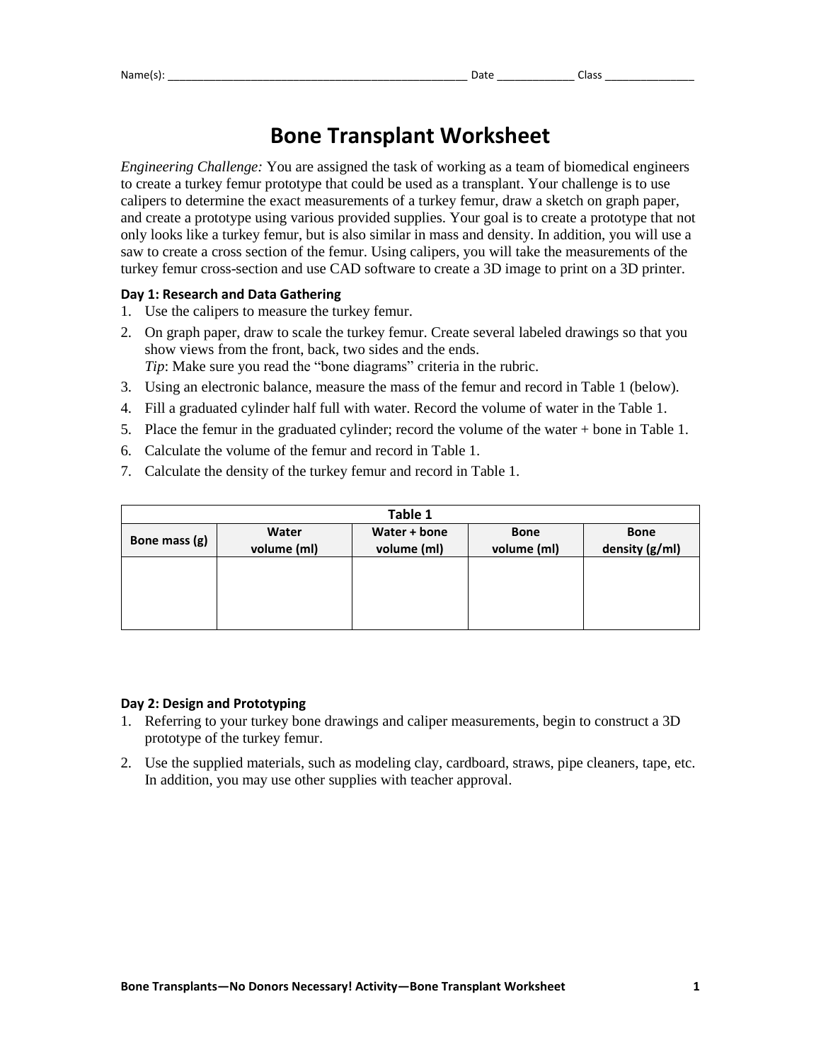Name(s): ______________________________________________ Date ____________ Class ______________

# Bone Transplant Worksheet

*Engineering Challenge:* You are assigned the task of working as a team of biomedical engineers to create a turkey femur prototype that could be used as a transplant. Your challenge is to use calipers to determine the exact measurements of a turkey femur, draw a sketch on graph paper, and create a prototype using various provided supplies. Your goal is to create a prototype that not only looks like a turkey femur, but is also similar in mass and density. In addition, you will use a saw to create a cross section of the femur. Using calipers, you will take the measurements of the turkey femur cross-section and use CAD software to create a 3D image to print on a 3D printer.

### Day 1: Research and Data Gathering

1. Use the calipers to measure the turkey femur.
2. On graph paper, draw to scale the turkey femur. Create several labeled drawings so that you show views from the front, back, two sides and the ends.
   *Tip*: Make sure you read the "bone diagrams" criteria in the rubric.
3. Using an electronic balance, measure the mass of the femur and record in Table 1 (below).
4. Fill a graduated cylinder half full with water. Record the volume of water in the Table 1.
5. Place the femur in the graduated cylinder; record the volume of the water + bone in Table 1.
6. Calculate the volume of the femur and record in Table 1.
7. Calculate the density of the turkey femur and record in Table 1.

**Table 1**

| Bone mass (g) | Water volume (ml) | Water + bone volume (ml) | Bone volume (ml) | Bone density (g/ml) |
|---|---|---|---|---|
| | | | | |

### Day 2: Design and Prototyping

1. Referring to your turkey bone drawings and caliper measurements, begin to construct a 3D prototype of the turkey femur.
2. Use the supplied materials, such as modeling clay, cardboard, straws, pipe cleaners, tape, etc. In addition, you may use other supplies with teacher approval.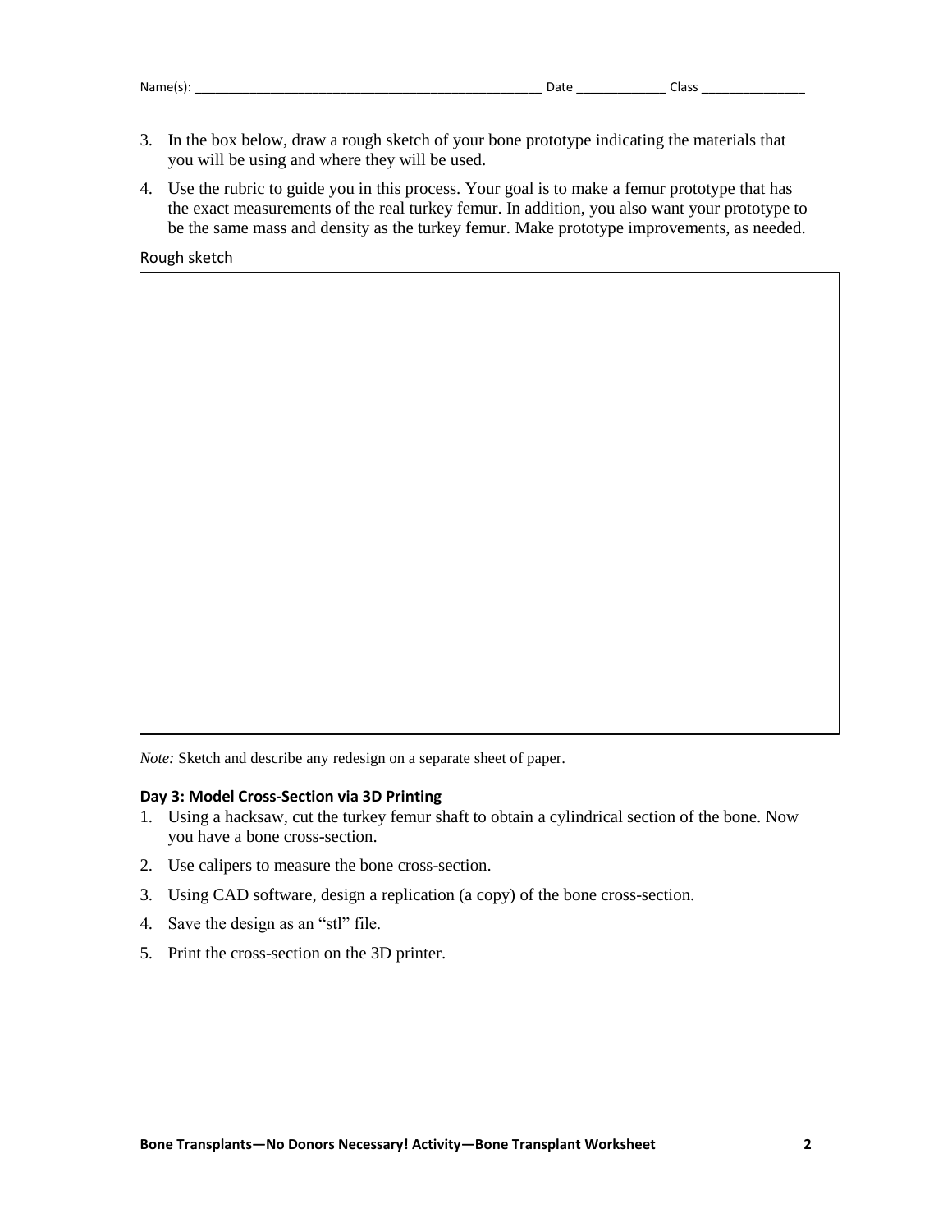Name(s): ___________________________________________________ Date _____________ Class _______________

3. In the box below, draw a rough sketch of your bone prototype indicating the materials that you will be using and where they will be used.
4. Use the rubric to guide you in this process. Your goal is to make a femur prototype that has the exact measurements of the real turkey femur. In addition, you also want your prototype to be the same mass and density as the turkey femur. Make prototype improvements, as needed.

Rough sketch

*Note:* Sketch and describe any redesign on a separate sheet of paper.

**Day 3: Model Cross-Section via 3D Printing**

1. Using a hacksaw, cut the turkey femur shaft to obtain a cylindrical section of the bone. Now you have a bone cross-section.
2. Use calipers to measure the bone cross-section.
3. Using CAD software, design a replication (a copy) of the bone cross-section.
4. Save the design as an "stl" file.
5. Print the cross-section on the 3D printer.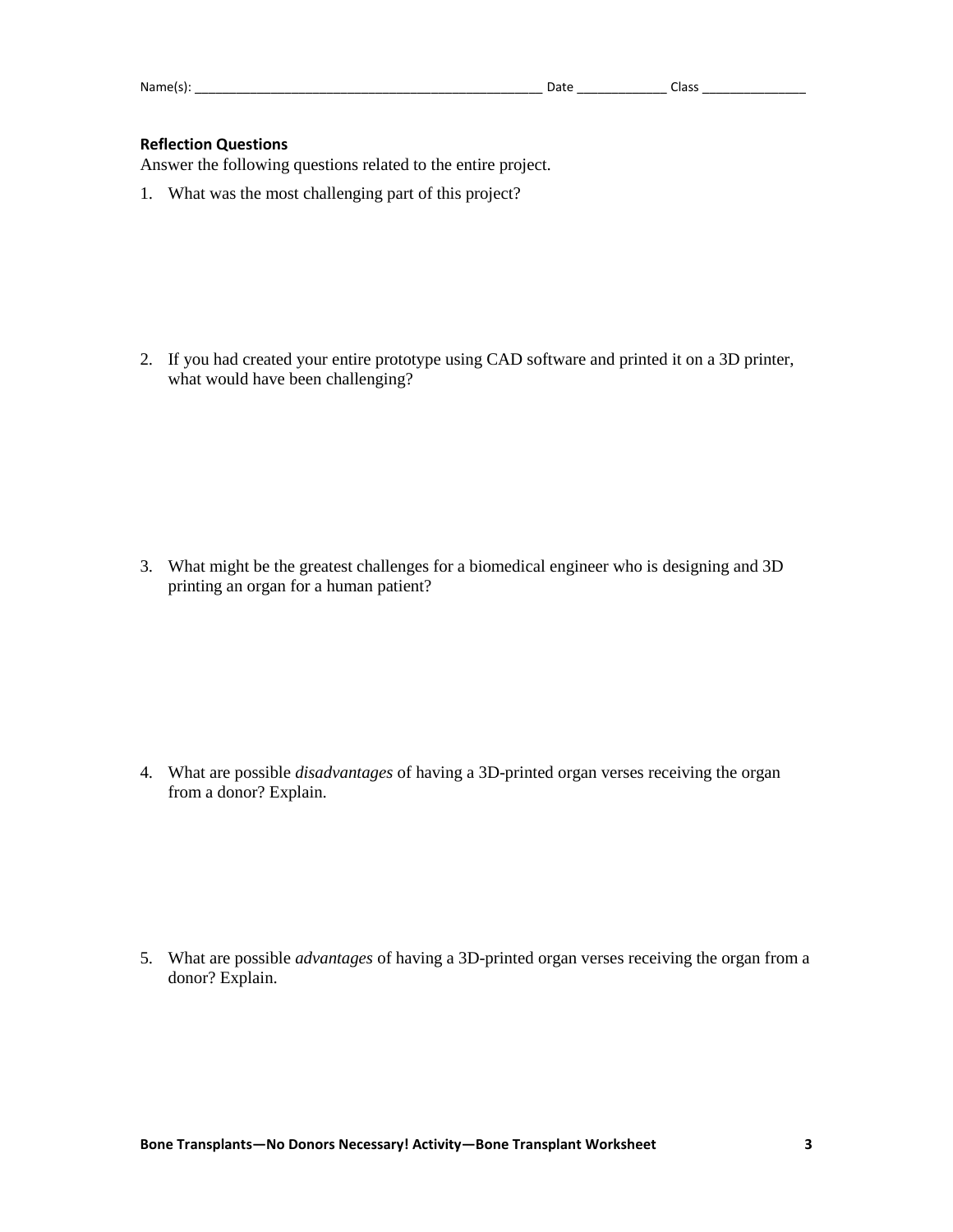Name(s): ___________________________________________________ Date _____________ Class _______________

**Reflection Questions**

Answer the following questions related to the entire project.

1. What was the most challenging part of this project?

2. If you had created your entire prototype using CAD software and printed it on a 3D printer, what would have been challenging?

3. What might be the greatest challenges for a biomedical engineer who is designing and 3D printing an organ for a human patient?

4. What are possible *disadvantages* of having a 3D-printed organ verses receiving the organ from a donor? Explain.

5. What are possible *advantages* of having a 3D-printed organ verses receiving the organ from a donor? Explain.